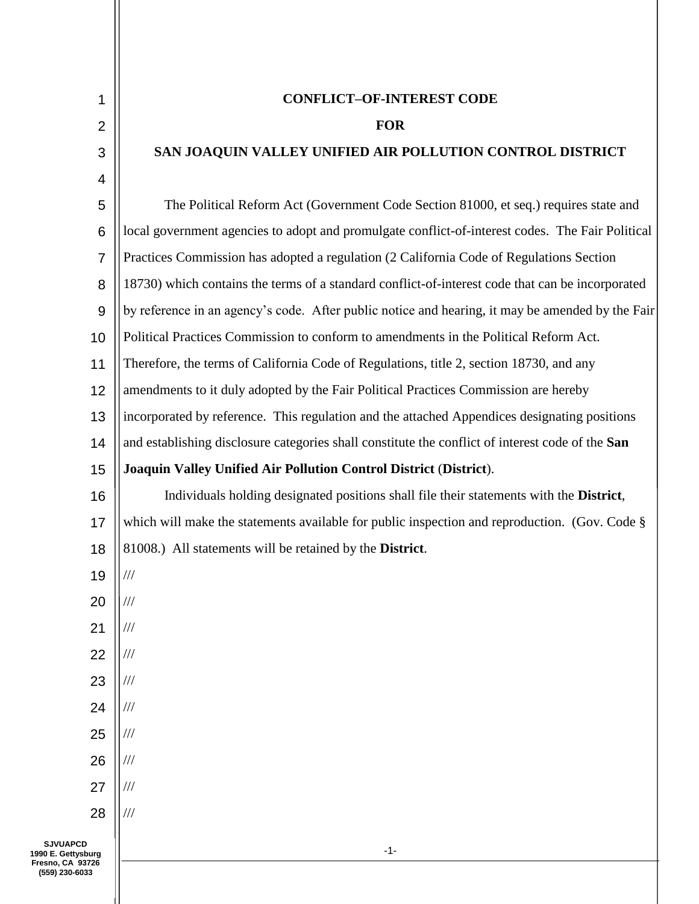# CONFLICT–OF-INTEREST CODE

# FOR

# SAN JOAQUIN VALLEY UNIFIED AIR POLLUTION CONTROL DISTRICT

The Political Reform Act (Government Code Section 81000, et seq.) requires state and local government agencies to adopt and promulgate conflict-of-interest codes. The Fair Political Practices Commission has adopted a regulation (2 California Code of Regulations Section 18730) which contains the terms of a standard conflict-of-interest code that can be incorporated by reference in an agency's code. After public notice and hearing, it may be amended by the Fair Political Practices Commission to conform to amendments in the Political Reform Act. Therefore, the terms of California Code of Regulations, title 2, section 18730, and any amendments to it duly adopted by the Fair Political Practices Commission are hereby incorporated by reference. This regulation and the attached Appendices designating positions and establishing disclosure categories shall constitute the conflict of interest code of the **San Joaquin Valley Unified Air Pollution Control District** (**District**).

Individuals holding designated positions shall file their statements with the **District**, which will make the statements available for public inspection and reproduction. (Gov. Code § 81008.) All statements will be retained by the **District**.

///

///

///

///

///

///

///

///

///

///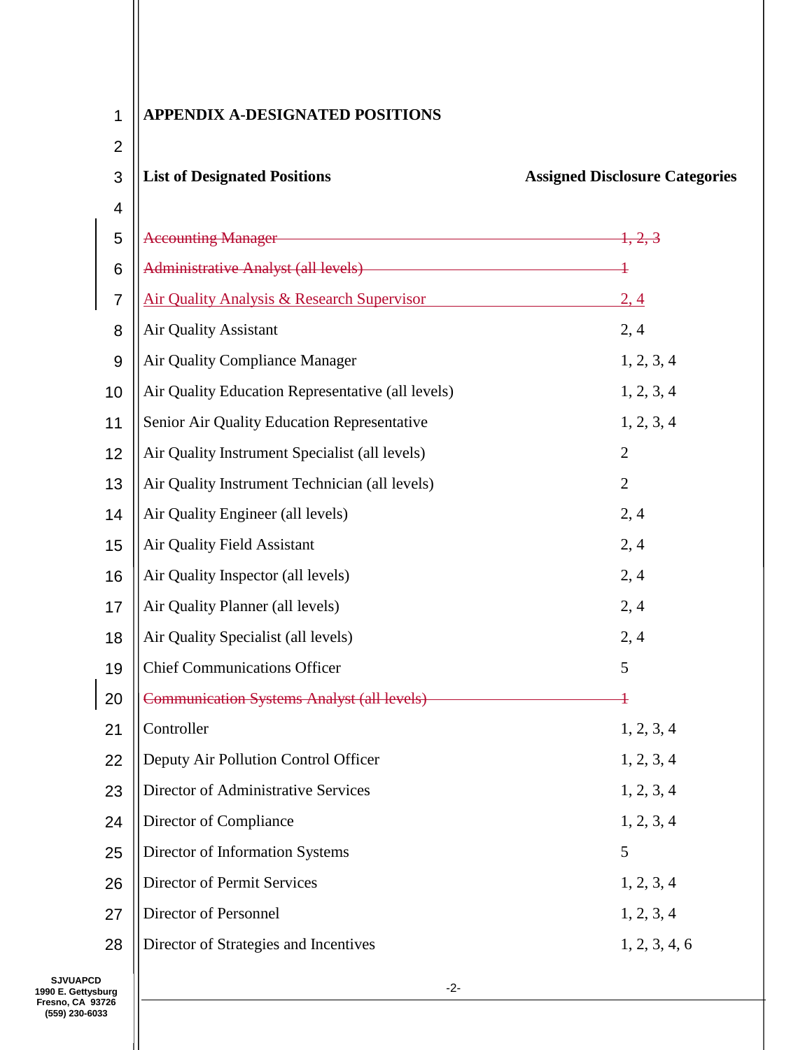# APPENDIX A-DESIGNATED POSITIONS

| List of Designated Positions | Assigned Disclosure Categories |
|---|---|
| ~~Accounting Manager~~ | ~~1, 2, 3~~ |
| ~~Administrative Analyst (all levels)~~ | ~~1~~ |
| <u>Air Quality Analysis & Research Supervisor</u> | <u>2, 4</u> |
| Air Quality Assistant | 2, 4 |
| Air Quality Compliance Manager | 1, 2, 3, 4 |
| Air Quality Education Representative (all levels) | 1, 2, 3, 4 |
| Senior Air Quality Education Representative | 1, 2, 3, 4 |
| Air Quality Instrument Specialist (all levels) | 2 |
| Air Quality Instrument Technician (all levels) | 2 |
| Air Quality Engineer (all levels) | 2, 4 |
| Air Quality Field Assistant | 2, 4 |
| Air Quality Inspector (all levels) | 2, 4 |
| Air Quality Planner (all levels) | 2, 4 |
| Air Quality Specialist (all levels) | 2, 4 |
| Chief Communications Officer | 5 |
| ~~Communication Systems Analyst (all levels)~~ | ~~1~~ |
| Controller | 1, 2, 3, 4 |
| Deputy Air Pollution Control Officer | 1, 2, 3, 4 |
| Director of Administrative Services | 1, 2, 3, 4 |
| Director of Compliance | 1, 2, 3, 4 |
| Director of Information Systems | 5 |
| Director of Permit Services | 1, 2, 3, 4 |
| Director of Personnel | 1, 2, 3, 4 |
| Director of Strategies and Incentives | 1, 2, 3, 4, 6 |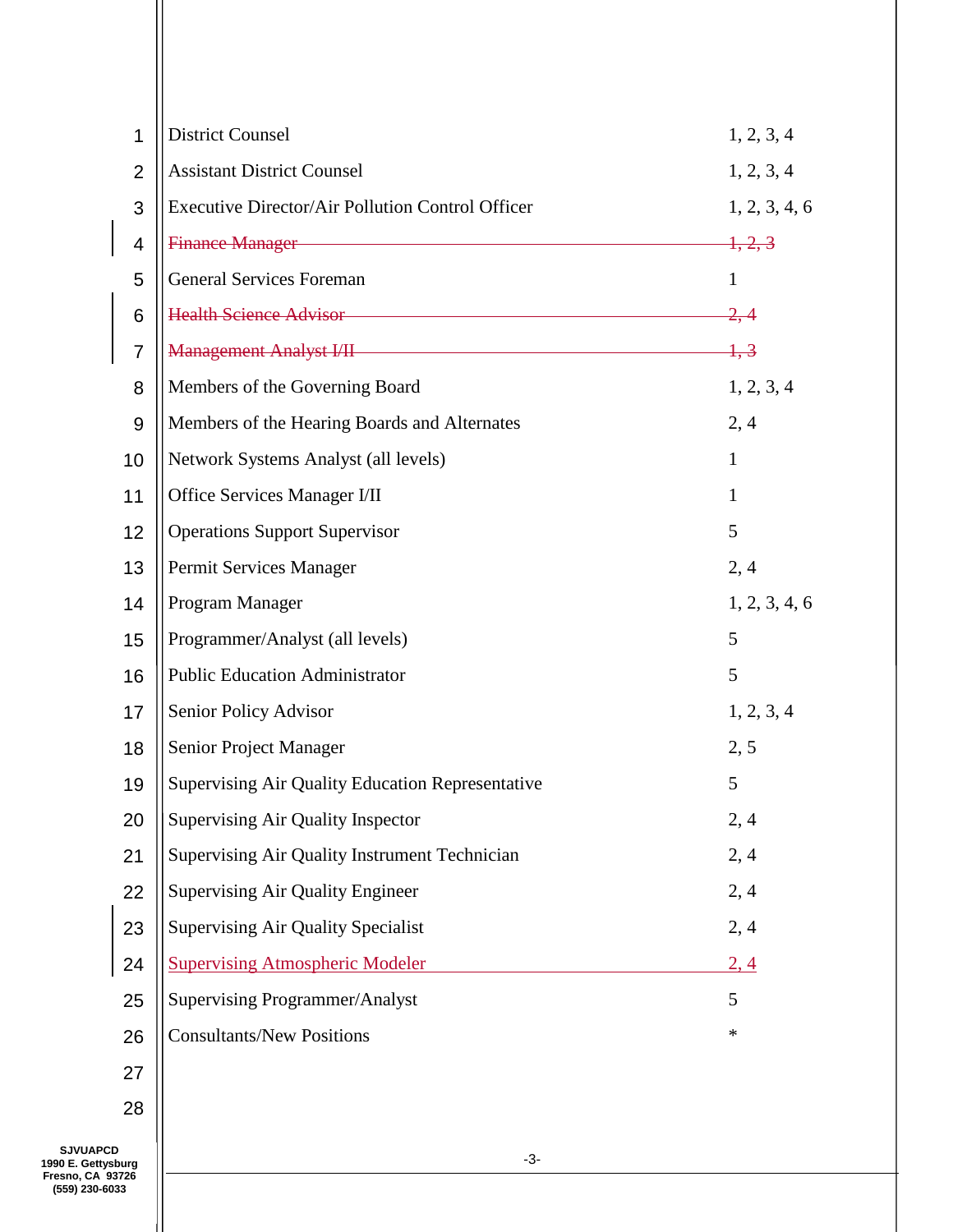| Position | Disclosure Categories |
|---|---|
| District Counsel | 1, 2, 3, 4 |
| Assistant District Counsel | 1, 2, 3, 4 |
| Executive Director/Air Pollution Control Officer | 1, 2, 3, 4, 6 |
| ~~Finance Manager~~ | ~~1, 2, 3~~ |
| General Services Foreman | 1 |
| ~~Health Science Advisor~~ | ~~2, 4~~ |
| ~~Management Analyst I/II~~ | ~~1, 3~~ |
| Members of the Governing Board | 1, 2, 3, 4 |
| Members of the Hearing Boards and Alternates | 2, 4 |
| Network Systems Analyst (all levels) | 1 |
| Office Services Manager I/II | 1 |
| Operations Support Supervisor | 5 |
| Permit Services Manager | 2, 4 |
| Program Manager | 1, 2, 3, 4, 6 |
| Programmer/Analyst (all levels) | 5 |
| Public Education Administrator | 5 |
| Senior Policy Advisor | 1, 2, 3, 4 |
| Senior Project Manager | 2, 5 |
| Supervising Air Quality Education Representative | 5 |
| Supervising Air Quality Inspector | 2, 4 |
| Supervising Air Quality Instrument Technician | 2, 4 |
| Supervising Air Quality Engineer | 2, 4 |
| Supervising Air Quality Specialist | 2, 4 |
| <u>Supervising Atmospheric Modeler</u> | <u>2, 4</u> |
| Supervising Programmer/Analyst | 5 |
| Consultants/New Positions | * |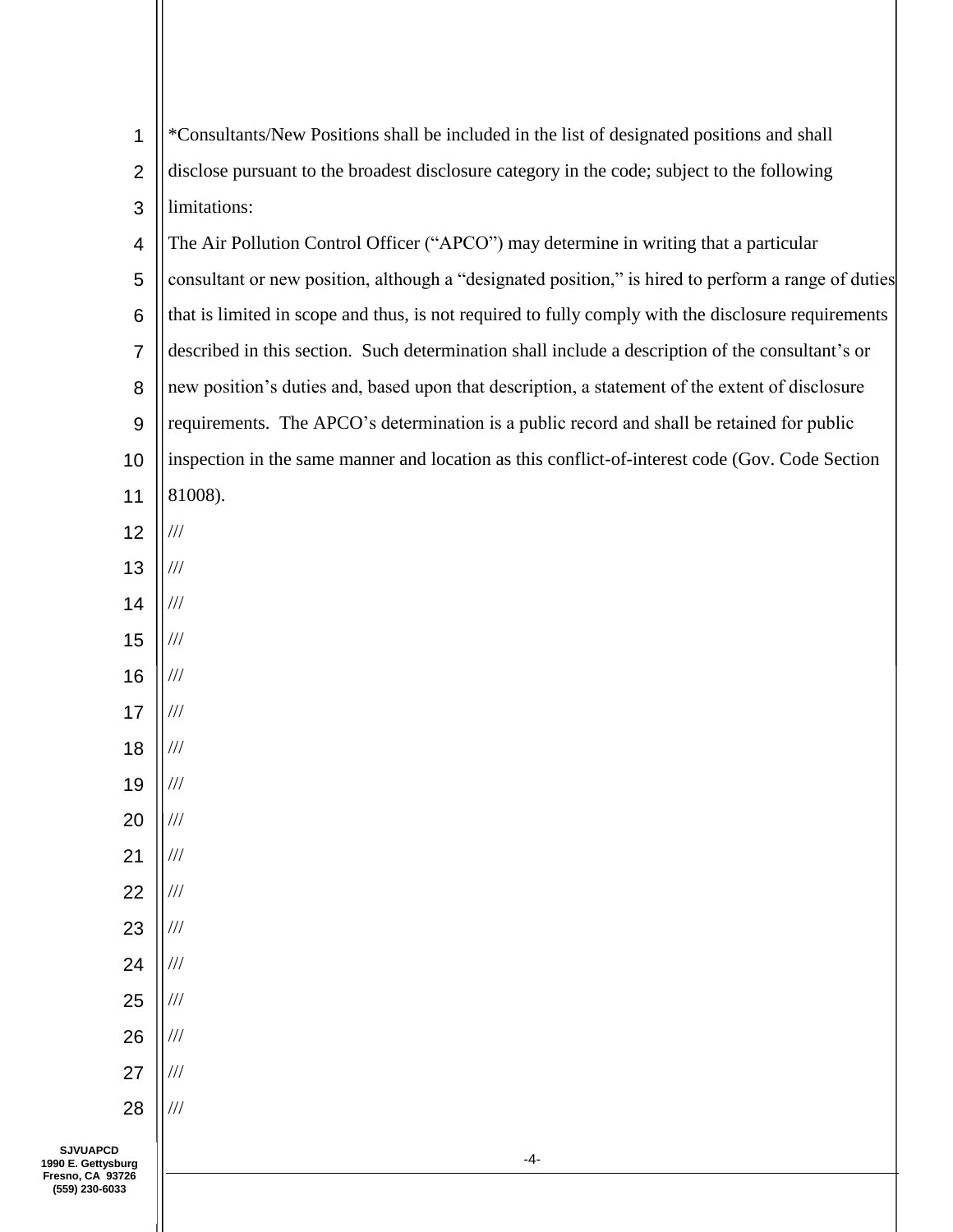*Consultants/New Positions shall be included in the list of designated positions and shall disclose pursuant to the broadest disclosure category in the code; subject to the following limitations:

The Air Pollution Control Officer ("APCO") may determine in writing that a particular consultant or new position, although a "designated position," is hired to perform a range of duties that is limited in scope and thus, is not required to fully comply with the disclosure requirements described in this section. Such determination shall include a description of the consultant's or new position's duties and, based upon that description, a statement of the extent of disclosure requirements. The APCO's determination is a public record and shall be retained for public inspection in the same manner and location as this conflict-of-interest code (Gov. Code Section 81008).

///

///

///

///

///

///

///

///

///

///

///

///

///

///

///

///

///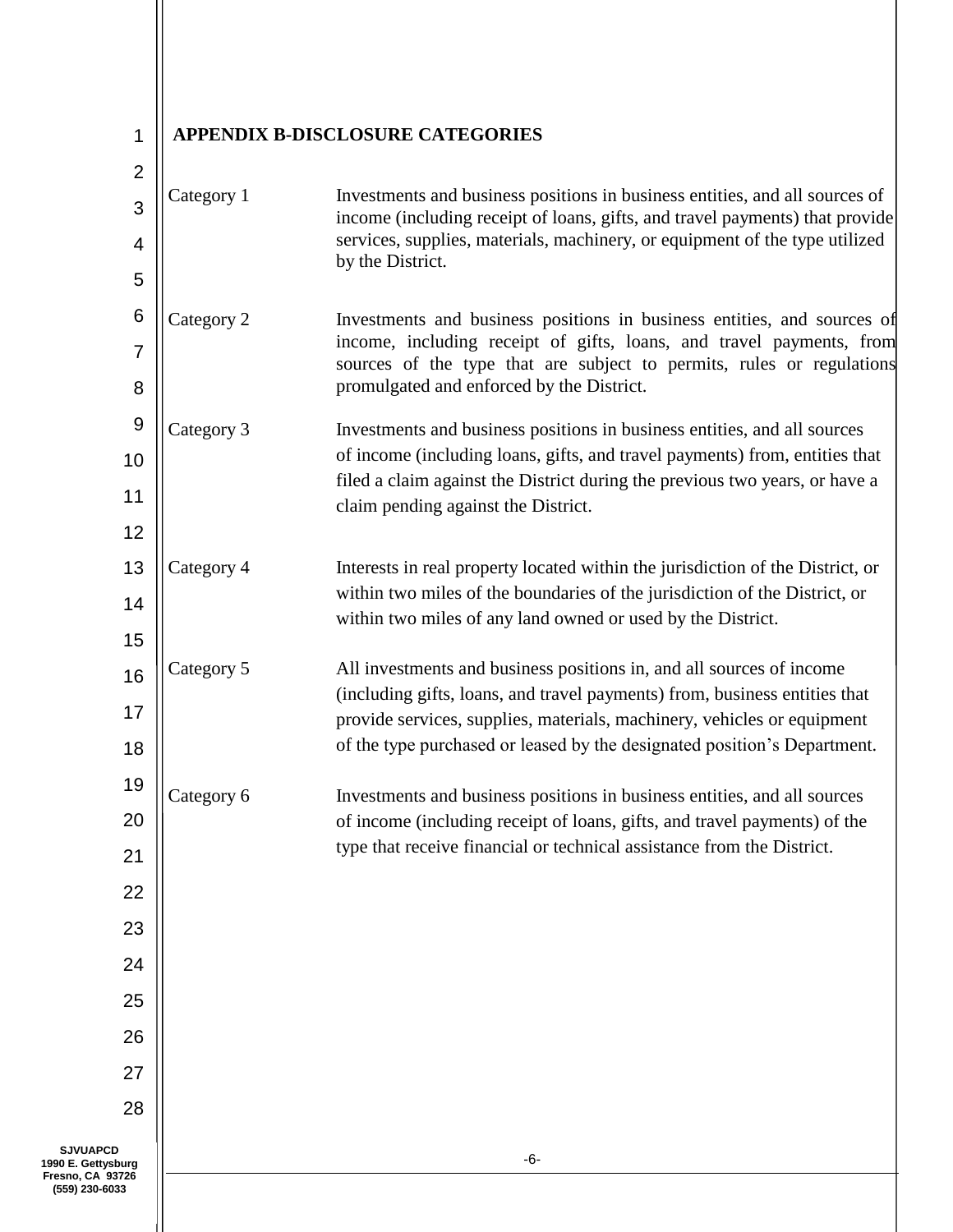## APPENDIX B-DISCLOSURE CATEGORIES

| | |
|---|---|
| Category 1 | Investments and business positions in business entities, and all sources of income (including receipt of loans, gifts, and travel payments) that provide services, supplies, materials, machinery, or equipment of the type utilized by the District. |
| Category 2 | Investments and business positions in business entities, and sources of income, including receipt of gifts, loans, and travel payments, from sources of the type that are subject to permits, rules or regulations promulgated and enforced by the District. |
| Category 3 | Investments and business positions in business entities, and all sources of income (including loans, gifts, and travel payments) from, entities that filed a claim against the District during the previous two years, or have a claim pending against the District. |
| Category 4 | Interests in real property located within the jurisdiction of the District, or within two miles of the boundaries of the jurisdiction of the District, or within two miles of any land owned or used by the District. |
| Category 5 | All investments and business positions in, and all sources of income (including gifts, loans, and travel payments) from, business entities that provide services, supplies, materials, machinery, vehicles or equipment of the type purchased or leased by the designated position's Department. |
| Category 6 | Investments and business positions in business entities, and all sources of income (including receipt of loans, gifts, and travel payments) of the type that receive financial or technical assistance from the District. |